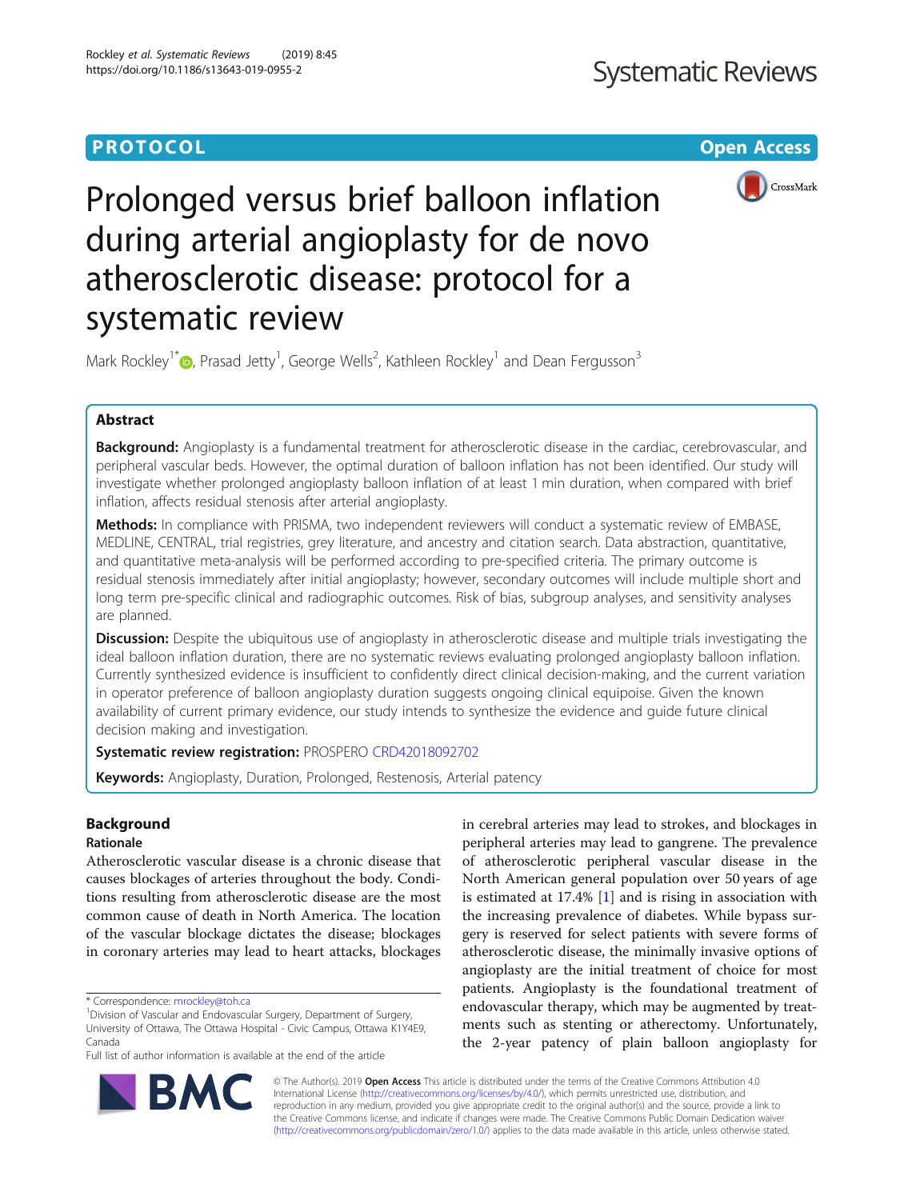PROTOCOL

Open Access

# Prolonged versus brief balloon inflation during arterial angioplasty for de novo atherosclerotic disease: protocol for a systematic review

Mark Rockley[1*], Prasad Jetty[1], George Wells[2], Kathleen Rockley[1] and Dean Fergusson[3]

## Abstract

**Background:** Angioplasty is a fundamental treatment for atherosclerotic disease in the cardiac, cerebrovascular, and peripheral vascular beds. However, the optimal duration of balloon inflation has not been identified. Our study will investigate whether prolonged angioplasty balloon inflation of at least 1 min duration, when compared with brief inflation, affects residual stenosis after arterial angioplasty.

**Methods:** In compliance with PRISMA, two independent reviewers will conduct a systematic review of EMBASE, MEDLINE, CENTRAL, trial registries, grey literature, and ancestry and citation search. Data abstraction, quantitative, and quantitative meta-analysis will be performed according to pre-specified criteria. The primary outcome is residual stenosis immediately after initial angioplasty; however, secondary outcomes will include multiple short and long term pre-specific clinical and radiographic outcomes. Risk of bias, subgroup analyses, and sensitivity analyses are planned.

**Discussion:** Despite the ubiquitous use of angioplasty in atherosclerotic disease and multiple trials investigating the ideal balloon inflation duration, there are no systematic reviews evaluating prolonged angioplasty balloon inflation. Currently synthesized evidence is insufficient to confidently direct clinical decision-making, and the current variation in operator preference of balloon angioplasty duration suggests ongoing clinical equipoise. Given the known availability of current primary evidence, our study intends to synthesize the evidence and guide future clinical decision making and investigation.

**Systematic review registration:** PROSPERO CRD42018092702

**Keywords:** Angioplasty, Duration, Prolonged, Restenosis, Arterial patency

## Background

### Rationale

Atherosclerotic vascular disease is a chronic disease that causes blockages of arteries throughout the body. Conditions resulting from atherosclerotic disease are the most common cause of death in North America. The location of the vascular blockage dictates the disease; blockages in coronary arteries may lead to heart attacks, blockages in cerebral arteries may lead to strokes, and blockages in peripheral arteries may lead to gangrene. The prevalence of atherosclerotic peripheral vascular disease in the North American general population over 50 years of age is estimated at 17.4% [1] and is rising in association with the increasing prevalence of diabetes. While bypass surgery is reserved for select patients with severe forms of atherosclerotic disease, the minimally invasive options of angioplasty are the initial treatment of choice for most patients. Angioplasty is the foundational treatment of endovascular therapy, which may be augmented by treatments such as stenting or atherectomy. Unfortunately, the 2-year patency of plain balloon angioplasty for

\* Correspondence: mrockley@toh.ca
[1]Division of Vascular and Endovascular Surgery, Department of Surgery, University of Ottawa, The Ottawa Hospital - Civic Campus, Ottawa K1Y4E9, Canada
Full list of author information is available at the end of the article

© The Author(s). 2019 **Open Access** This article is distributed under the terms of the Creative Commons Attribution 4.0 International License (http://creativecommons.org/licenses/by/4.0/), which permits unrestricted use, distribution, and reproduction in any medium, provided you give appropriate credit to the original author(s) and the source, provide a link to the Creative Commons license, and indicate if changes were made. The Creative Commons Public Domain Dedication waiver (http://creativecommons.org/publicdomain/zero/1.0/) applies to the data made available in this article, unless otherwise stated.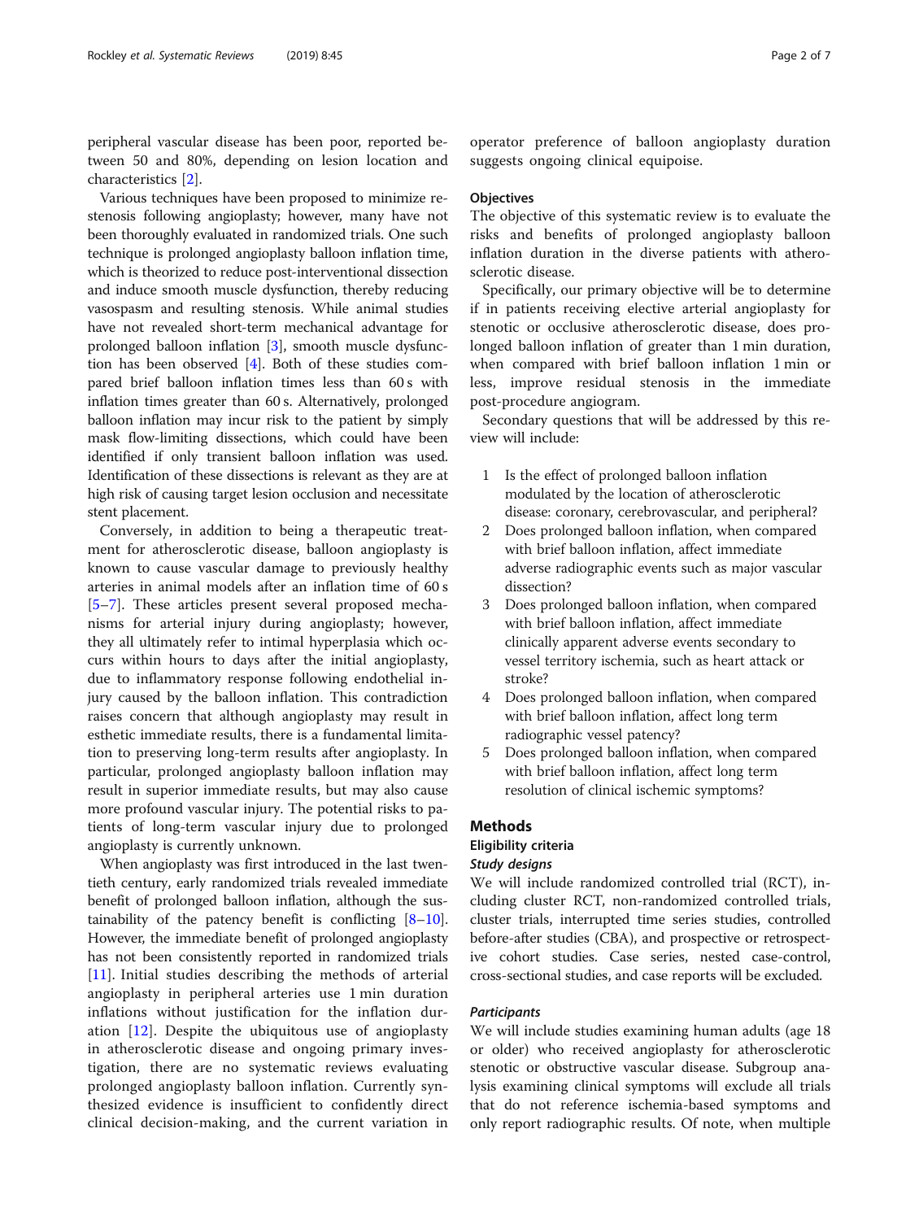peripheral vascular disease has been poor, reported between 50 and 80%, depending on lesion location and characteristics [2].

Various techniques have been proposed to minimize restenosis following angioplasty; however, many have not been thoroughly evaluated in randomized trials. One such technique is prolonged angioplasty balloon inflation time, which is theorized to reduce post-interventional dissection and induce smooth muscle dysfunction, thereby reducing vasospasm and resulting stenosis. While animal studies have not revealed short-term mechanical advantage for prolonged balloon inflation [3], smooth muscle dysfunction has been observed [4]. Both of these studies compared brief balloon inflation times less than 60 s with inflation times greater than 60 s. Alternatively, prolonged balloon inflation may incur risk to the patient by simply mask flow-limiting dissections, which could have been identified if only transient balloon inflation was used. Identification of these dissections is relevant as they are at high risk of causing target lesion occlusion and necessitate stent placement.

Conversely, in addition to being a therapeutic treatment for atherosclerotic disease, balloon angioplasty is known to cause vascular damage to previously healthy arteries in animal models after an inflation time of 60 s [5–7]. These articles present several proposed mechanisms for arterial injury during angioplasty; however, they all ultimately refer to intimal hyperplasia which occurs within hours to days after the initial angioplasty, due to inflammatory response following endothelial injury caused by the balloon inflation. This contradiction raises concern that although angioplasty may result in esthetic immediate results, there is a fundamental limitation to preserving long-term results after angioplasty. In particular, prolonged angioplasty balloon inflation may result in superior immediate results, but may also cause more profound vascular injury. The potential risks to patients of long-term vascular injury due to prolonged angioplasty is currently unknown.

When angioplasty was first introduced in the last twentieth century, early randomized trials revealed immediate benefit of prolonged balloon inflation, although the sustainability of the patency benefit is conflicting [8–10]. However, the immediate benefit of prolonged angioplasty has not been consistently reported in randomized trials [11]. Initial studies describing the methods of arterial angioplasty in peripheral arteries use 1 min duration inflations without justification for the inflation duration [12]. Despite the ubiquitous use of angioplasty in atherosclerotic disease and ongoing primary investigation, there are no systematic reviews evaluating prolonged angioplasty balloon inflation. Currently synthesized evidence is insufficient to confidently direct clinical decision-making, and the current variation in operator preference of balloon angioplasty duration suggests ongoing clinical equipoise.

### Objectives

The objective of this systematic review is to evaluate the risks and benefits of prolonged angioplasty balloon inflation duration in the diverse patients with atherosclerotic disease.

Specifically, our primary objective will be to determine if in patients receiving elective arterial angioplasty for stenotic or occlusive atherosclerotic disease, does prolonged balloon inflation of greater than 1 min duration, when compared with brief balloon inflation 1 min or less, improve residual stenosis in the immediate post-procedure angiogram.

Secondary questions that will be addressed by this review will include:

1. Is the effect of prolonged balloon inflation modulated by the location of atherosclerotic disease: coronary, cerebrovascular, and peripheral?
2. Does prolonged balloon inflation, when compared with brief balloon inflation, affect immediate adverse radiographic events such as major vascular dissection?
3. Does prolonged balloon inflation, when compared with brief balloon inflation, affect immediate clinically apparent adverse events secondary to vessel territory ischemia, such as heart attack or stroke?
4. Does prolonged balloon inflation, when compared with brief balloon inflation, affect long term radiographic vessel patency?
5. Does prolonged balloon inflation, when compared with brief balloon inflation, affect long term resolution of clinical ischemic symptoms?

## Methods

### Eligibility criteria

#### *Study designs*

We will include randomized controlled trial (RCT), including cluster RCT, non-randomized controlled trials, cluster trials, interrupted time series studies, controlled before-after studies (CBA), and prospective or retrospective cohort studies. Case series, nested case-control, cross-sectional studies, and case reports will be excluded.

#### *Participants*

We will include studies examining human adults (age 18 or older) who received angioplasty for atherosclerotic stenotic or obstructive vascular disease. Subgroup analysis examining clinical symptoms will exclude all trials that do not reference ischemia-based symptoms and only report radiographic results. Of note, when multiple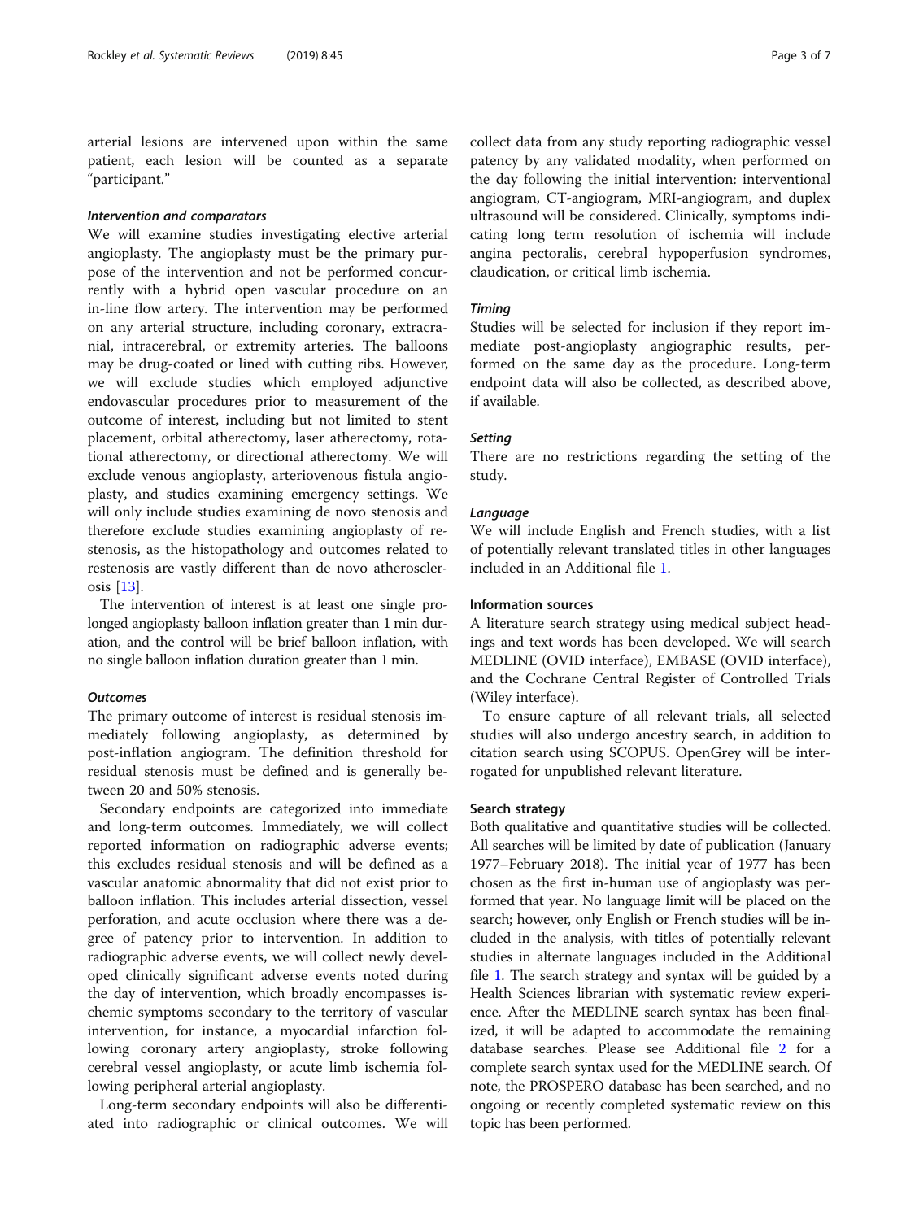arterial lesions are intervened upon within the same patient, each lesion will be counted as a separate "participant."

#### *Intervention and comparators*

We will examine studies investigating elective arterial angioplasty. The angioplasty must be the primary purpose of the intervention and not be performed concurrently with a hybrid open vascular procedure on an in-line flow artery. The intervention may be performed on any arterial structure, including coronary, extracranial, intracerebral, or extremity arteries. The balloons may be drug-coated or lined with cutting ribs. However, we will exclude studies which employed adjunctive endovascular procedures prior to measurement of the outcome of interest, including but not limited to stent placement, orbital atherectomy, laser atherectomy, rotational atherectomy, or directional atherectomy. We will exclude venous angioplasty, arteriovenous fistula angioplasty, and studies examining emergency settings. We will only include studies examining de novo stenosis and therefore exclude studies examining angioplasty of restenosis, as the histopathology and outcomes related to restenosis are vastly different than de novo atherosclerosis [13].

The intervention of interest is at least one single prolonged angioplasty balloon inflation greater than 1 min duration, and the control will be brief balloon inflation, with no single balloon inflation duration greater than 1 min.

#### *Outcomes*

The primary outcome of interest is residual stenosis immediately following angioplasty, as determined by post-inflation angiogram. The definition threshold for residual stenosis must be defined and is generally between 20 and 50% stenosis.

Secondary endpoints are categorized into immediate and long-term outcomes. Immediately, we will collect reported information on radiographic adverse events; this excludes residual stenosis and will be defined as a vascular anatomic abnormality that did not exist prior to balloon inflation. This includes arterial dissection, vessel perforation, and acute occlusion where there was a degree of patency prior to intervention. In addition to radiographic adverse events, we will collect newly developed clinically significant adverse events noted during the day of intervention, which broadly encompasses ischemic symptoms secondary to the territory of vascular intervention, for instance, a myocardial infarction following coronary artery angioplasty, stroke following cerebral vessel angioplasty, or acute limb ischemia following peripheral arterial angioplasty.

Long-term secondary endpoints will also be differentiated into radiographic or clinical outcomes. We will collect data from any study reporting radiographic vessel patency by any validated modality, when performed on the day following the initial intervention: interventional angiogram, CT-angiogram, MRI-angiogram, and duplex ultrasound will be considered. Clinically, symptoms indicating long term resolution of ischemia will include angina pectoralis, cerebral hypoperfusion syndromes, claudication, or critical limb ischemia.

#### *Timing*

Studies will be selected for inclusion if they report immediate post-angioplasty angiographic results, performed on the same day as the procedure. Long-term endpoint data will also be collected, as described above, if available.

#### *Setting*

There are no restrictions regarding the setting of the study.

#### *Language*

We will include English and French studies, with a list of potentially relevant translated titles in other languages included in an Additional file 1.

### Information sources

A literature search strategy using medical subject headings and text words has been developed. We will search MEDLINE (OVID interface), EMBASE (OVID interface), and the Cochrane Central Register of Controlled Trials (Wiley interface).

To ensure capture of all relevant trials, all selected studies will also undergo ancestry search, in addition to citation search using SCOPUS. OpenGrey will be interrogated for unpublished relevant literature.

### Search strategy

Both qualitative and quantitative studies will be collected. All searches will be limited by date of publication (January 1977–February 2018). The initial year of 1977 has been chosen as the first in-human use of angioplasty was performed that year. No language limit will be placed on the search; however, only English or French studies will be included in the analysis, with titles of potentially relevant studies in alternate languages included in the Additional file 1. The search strategy and syntax will be guided by a Health Sciences librarian with systematic review experience. After the MEDLINE search syntax has been finalized, it will be adapted to accommodate the remaining database searches. Please see Additional file 2 for a complete search syntax used for the MEDLINE search. Of note, the PROSPERO database has been searched, and no ongoing or recently completed systematic review on this topic has been performed.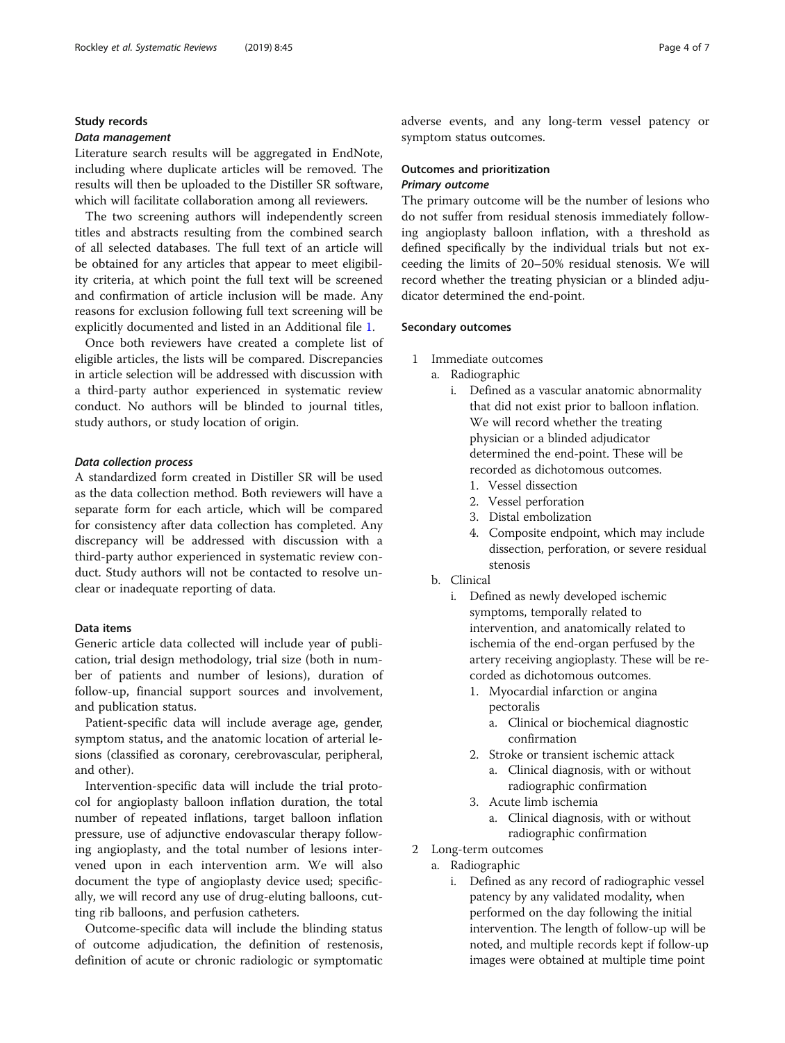### Study records

#### *Data management*

Literature search results will be aggregated in EndNote, including where duplicate articles will be removed. The results will then be uploaded to the Distiller SR software, which will facilitate collaboration among all reviewers.

The two screening authors will independently screen titles and abstracts resulting from the combined search of all selected databases. The full text of an article will be obtained for any articles that appear to meet eligibility criteria, at which point the full text will be screened and confirmation of article inclusion will be made. Any reasons for exclusion following full text screening will be explicitly documented and listed in an Additional file 1.

Once both reviewers have created a complete list of eligible articles, the lists will be compared. Discrepancies in article selection will be addressed with discussion with a third-party author experienced in systematic review conduct. No authors will be blinded to journal titles, study authors, or study location of origin.

#### *Data collection process*

A standardized form created in Distiller SR will be used as the data collection method. Both reviewers will have a separate form for each article, which will be compared for consistency after data collection has completed. Any discrepancy will be addressed with discussion with a third-party author experienced in systematic review conduct. Study authors will not be contacted to resolve unclear or inadequate reporting of data.

### Data items

Generic article data collected will include year of publication, trial design methodology, trial size (both in number of patients and number of lesions), duration of follow-up, financial support sources and involvement, and publication status.

Patient-specific data will include average age, gender, symptom status, and the anatomic location of arterial lesions (classified as coronary, cerebrovascular, peripheral, and other).

Intervention-specific data will include the trial protocol for angioplasty balloon inflation duration, the total number of repeated inflations, target balloon inflation pressure, use of adjunctive endovascular therapy following angioplasty, and the total number of lesions intervened upon in each intervention arm. We will also document the type of angioplasty device used; specifically, we will record any use of drug-eluting balloons, cutting rib balloons, and perfusion catheters.

Outcome-specific data will include the blinding status of outcome adjudication, the definition of restenosis, definition of acute or chronic radiologic or symptomatic adverse events, and any long-term vessel patency or symptom status outcomes.

### Outcomes and prioritization

#### *Primary outcome*

The primary outcome will be the number of lesions who do not suffer from residual stenosis immediately following angioplasty balloon inflation, with a threshold as defined specifically by the individual trials but not exceeding the limits of 20–50% residual stenosis. We will record whether the treating physician or a blinded adjudicator determined the end-point.

### Secondary outcomes

1. Immediate outcomes
   a. Radiographic
      i. Defined as a vascular anatomic abnormality that did not exist prior to balloon inflation. We will record whether the treating physician or a blinded adjudicator determined the end-point. These will be recorded as dichotomous outcomes.
         1. Vessel dissection
         2. Vessel perforation
         3. Distal embolization
         4. Composite endpoint, which may include dissection, perforation, or severe residual stenosis
   b. Clinical
      i. Defined as newly developed ischemic symptoms, temporally related to intervention, and anatomically related to ischemia of the end-organ perfused by the artery receiving angioplasty. These will be recorded as dichotomous outcomes.
         1. Myocardial infarction or angina pectoralis
            a. Clinical or biochemical diagnostic confirmation
         2. Stroke or transient ischemic attack
            a. Clinical diagnosis, with or without radiographic confirmation
         3. Acute limb ischemia
            a. Clinical diagnosis, with or without radiographic confirmation
2. Long-term outcomes
   a. Radiographic
      i. Defined as any record of radiographic vessel patency by any validated modality, when performed on the day following the initial intervention. The length of follow-up will be noted, and multiple records kept if follow-up images were obtained at multiple time point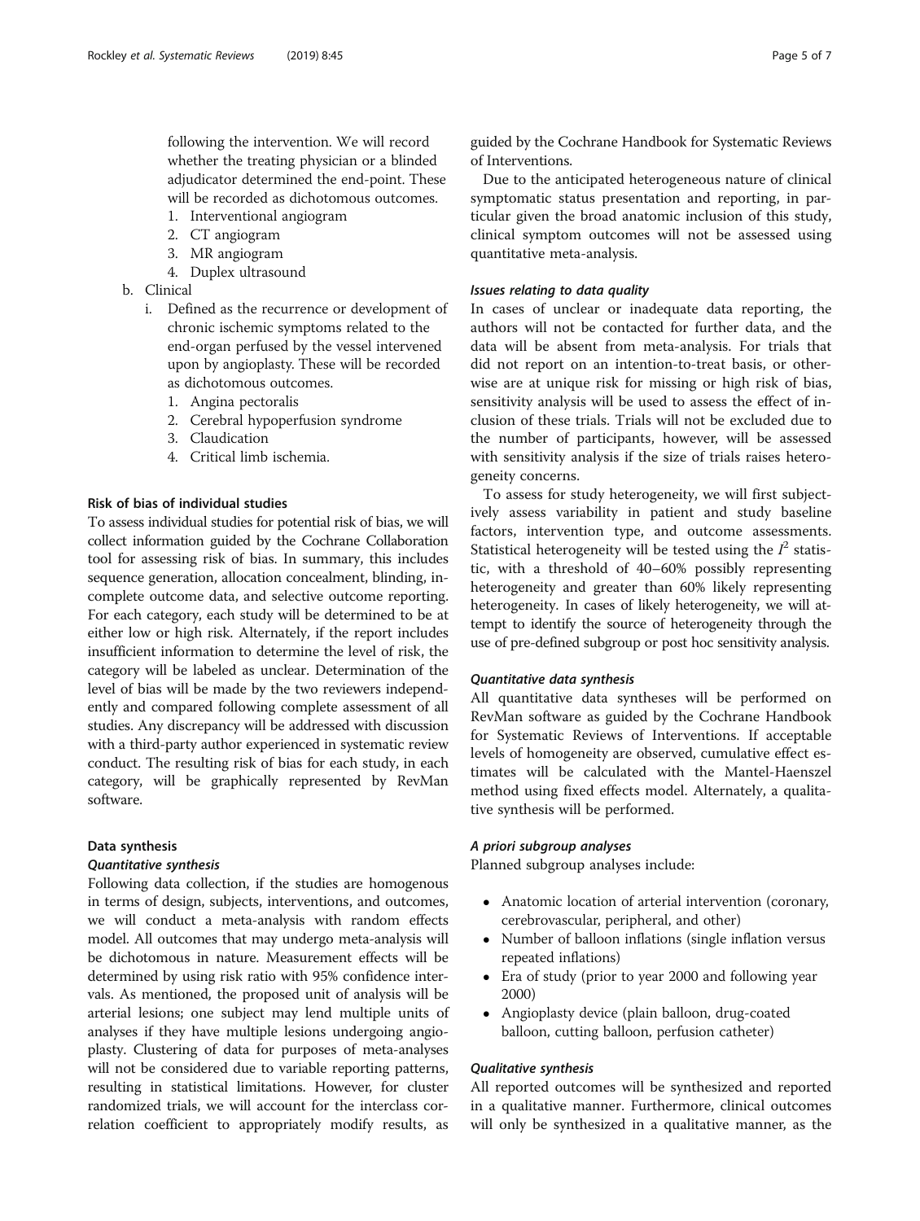following the intervention. We will record whether the treating physician or a blinded adjudicator determined the end-point. These will be recorded as dichotomous outcomes.

1. Interventional angiogram
2. CT angiogram
3. MR angiogram
4. Duplex ultrasound

b. Clinical

i. Defined as the recurrence or development of chronic ischemic symptoms related to the end-organ perfused by the vessel intervened upon by angioplasty. These will be recorded as dichotomous outcomes.

1. Angina pectoralis
2. Cerebral hypoperfusion syndrome
3. Claudication
4. Critical limb ischemia.

### Risk of bias of individual studies

To assess individual studies for potential risk of bias, we will collect information guided by the Cochrane Collaboration tool for assessing risk of bias. In summary, this includes sequence generation, allocation concealment, blinding, incomplete outcome data, and selective outcome reporting. For each category, each study will be determined to be at either low or high risk. Alternately, if the report includes insufficient information to determine the level of risk, the category will be labeled as unclear. Determination of the level of bias will be made by the two reviewers independently and compared following complete assessment of all studies. Any discrepancy will be addressed with discussion with a third-party author experienced in systematic review conduct. The resulting risk of bias for each study, in each category, will be graphically represented by RevMan software.

### Data synthesis

#### *Quantitative synthesis*

Following data collection, if the studies are homogenous in terms of design, subjects, interventions, and outcomes, we will conduct a meta-analysis with random effects model. All outcomes that may undergo meta-analysis will be dichotomous in nature. Measurement effects will be determined by using risk ratio with 95% confidence intervals. As mentioned, the proposed unit of analysis will be arterial lesions; one subject may lend multiple units of analyses if they have multiple lesions undergoing angioplasty. Clustering of data for purposes of meta-analyses will not be considered due to variable reporting patterns, resulting in statistical limitations. However, for cluster randomized trials, we will account for the interclass correlation coefficient to appropriately modify results, as guided by the Cochrane Handbook for Systematic Reviews of Interventions.

Due to the anticipated heterogeneous nature of clinical symptomatic status presentation and reporting, in particular given the broad anatomic inclusion of this study, clinical symptom outcomes will not be assessed using quantitative meta-analysis.

#### *Issues relating to data quality*

In cases of unclear or inadequate data reporting, the authors will not be contacted for further data, and the data will be absent from meta-analysis. For trials that did not report on an intention-to-treat basis, or otherwise are at unique risk for missing or high risk of bias, sensitivity analysis will be used to assess the effect of inclusion of these trials. Trials will not be excluded due to the number of participants, however, will be assessed with sensitivity analysis if the size of trials raises heterogeneity concerns.

To assess for study heterogeneity, we will first subjectively assess variability in patient and study baseline factors, intervention type, and outcome assessments. Statistical heterogeneity will be tested using the $I^2$ statistic, with a threshold of 40–60% possibly representing heterogeneity and greater than 60% likely representing heterogeneity. In cases of likely heterogeneity, we will attempt to identify the source of heterogeneity through the use of pre-defined subgroup or post hoc sensitivity analysis.

#### *Quantitative data synthesis*

All quantitative data syntheses will be performed on RevMan software as guided by the Cochrane Handbook for Systematic Reviews of Interventions. If acceptable levels of homogeneity are observed, cumulative effect estimates will be calculated with the Mantel-Haenszel method using fixed effects model. Alternately, a qualitative synthesis will be performed.

#### *A priori subgroup analyses*

Planned subgroup analyses include:

- Anatomic location of arterial intervention (coronary, cerebrovascular, peripheral, and other)
- Number of balloon inflations (single inflation versus repeated inflations)
- Era of study (prior to year 2000 and following year 2000)
- Angioplasty device (plain balloon, drug-coated balloon, cutting balloon, perfusion catheter)

#### *Qualitative synthesis*

All reported outcomes will be synthesized and reported in a qualitative manner. Furthermore, clinical outcomes will only be synthesized in a qualitative manner, as the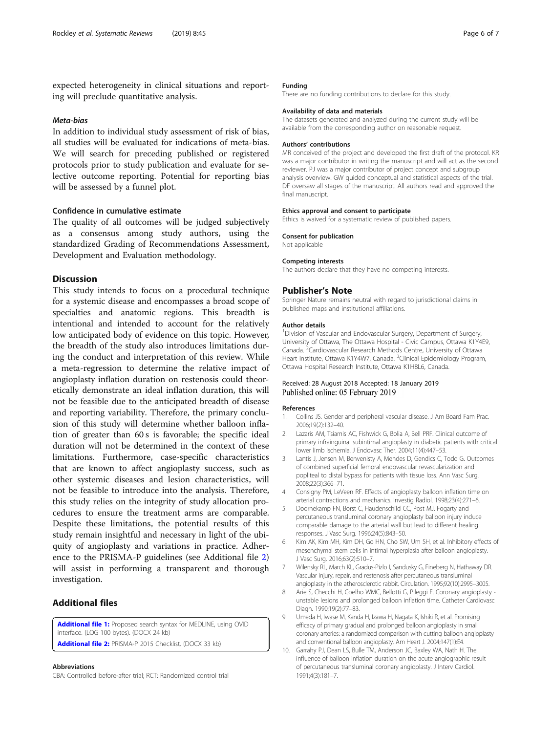expected heterogeneity in clinical situations and reporting will preclude quantitative analysis.

### Meta-bias

In addition to individual study assessment of risk of bias, all studies will be evaluated for indications of meta-bias. We will search for preceding published or registered protocols prior to study publication and evaluate for selective outcome reporting. Potential for reporting bias will be assessed by a funnel plot.

### Confidence in cumulative estimate

The quality of all outcomes will be judged subjectively as a consensus among study authors, using the standardized Grading of Recommendations Assessment, Development and Evaluation methodology.

## Discussion

This study intends to focus on a procedural technique for a systemic disease and encompasses a broad scope of specialties and anatomic regions. This breadth is intentional and intended to account for the relatively low anticipated body of evidence on this topic. However, the breadth of the study also introduces limitations during the conduct and interpretation of this review. While a meta-regression to determine the relative impact of angioplasty inflation duration on restenosis could theoretically demonstrate an ideal inflation duration, this will not be feasible due to the anticipated breadth of disease and reporting variability. Therefore, the primary conclusion of this study will determine whether balloon inflation of greater than 60 s is favorable; the specific ideal duration will not be determined in the context of these limitations. Furthermore, case-specific characteristics that are known to affect angioplasty success, such as other systemic diseases and lesion characteristics, will not be feasible to introduce into the analysis. Therefore, this study relies on the integrity of study allocation procedures to ensure the treatment arms are comparable. Despite these limitations, the potential results of this study remain insightful and necessary in light of the ubiquity of angioplasty and variations in practice. Adherence to the PRISMA-P guidelines (see Additional file 2) will assist in performing a transparent and thorough investigation.

## Additional files

**Additional file 1:** Proposed search syntax for MEDLINE, using OVID interface. (LOG 100 bytes). (DOCX 24 kb)

**Additional file 2:** PRISMA-P 2015 Checklist. (DOCX 33 kb)

#### Abbreviations

CBA: Controlled before-after trial; RCT: Randomized control trial

#### Funding

There are no funding contributions to declare for this study.

#### Availability of data and materials

The datasets generated and analyzed during the current study will be available from the corresponding author on reasonable request.

#### Authors' contributions

MR conceived of the project and developed the first draft of the protocol. KR was a major contributor in writing the manuscript and will act as the second reviewer. PJ was a major contributor of project concept and subgroup analysis overview. GW guided conceptual and statistical aspects of the trial. DF oversaw all stages of the manuscript. All authors read and approved the final manuscript.

#### Ethics approval and consent to participate

Ethics is waived for a systematic review of published papers.

#### Consent for publication

Not applicable

#### Competing interests

The authors declare that they have no competing interests.

## Publisher's Note

Springer Nature remains neutral with regard to jurisdictional claims in published maps and institutional affiliations.

#### Author details

[1]Division of Vascular and Endovascular Surgery, Department of Surgery, University of Ottawa, The Ottawa Hospital - Civic Campus, Ottawa K1Y4E9, Canada. [2]Cardiovascular Research Methods Centre, University of Ottawa Heart Institute, Ottawa K1Y4W7, Canada. [3]Clinical Epidemiology Program, Ottawa Hospital Research Institute, Ottawa K1H8L6, Canada.

Received: 28 August 2018 Accepted: 18 January 2019
Published online: 05 February 2019

#### References

1. Collins JS. Gender and peripheral vascular disease. J Am Board Fam Prac. 2006;19(2):132–40.
2. Lazaris AM, Tsiamis AC, Fishwick G, Bolia A, Bell PRF. Clinical outcome of primary infrainguinal subintimal angioplasty in diabetic patients with critical lower limb ischemia. J Endovasc Ther. 2004;11(4):447–53.
3. Lantis J, Jensen M, Benvenisty A, Mendes D, Gendics C, Todd G. Outcomes of combined superficial femoral endovascular revascularization and popliteal to distal bypass for patients with tissue loss. Ann Vasc Surg. 2008;22(3):366–71.
4. Consigny PM, LeVeen RF. Effects of angioplasty balloon inflation time on arterial contractions and mechanics. Investig Radiol. 1998;23(4):271–6.
5. Doornekamp FN, Borst C, Haudenschild CC, Post MJ. Fogarty and percutaneous transluminal coronary angioplasty balloon injury induce comparable damage to the arterial wall but lead to different healing responses. J Vasc Surg. 1996;24(5):843–50.
6. Kim AK, Kim MH, Kim DH, Go HN, Cho SW, Um SH, et al. Inhibitory effects of mesenchymal stem cells in intimal hyperplasia after balloon angioplasty. J Vasc Surg. 2016;63(2):510–7.
7. Wilensky RL, March KL, Gradus-Pizlo I, Sandusky G, Fineberg N, Hathaway DR. Vascular injury, repair, and restenosis after percutaneous transluminal angioplasty in the atherosclerotic rabbit. Circulation. 1995;92(10):2995–3005.
8. Arie S, Checchi H, Coelho WMC, Bellotti G, Pileggi F. Coronary angioplasty - unstable lesions and prolonged balloon inflation time. Catheter Cardiovasc Diagn. 1990;19(2):77–83.
9. Umeda H, Iwase M, Kanda H, Izawa H, Nagata K, Ishiki R, et al. Promising efficacy of primary gradual and prolonged balloon angioplasty in small coronary arteries: a randomized comparison with cutting balloon angioplasty and conventional balloon angioplasty. Am Heart J. 2004;147(1):E4.
10. Garrahy PJ, Dean LS, Bulle TM, Anderson JC, Baxley WA, Nath H. The influence of balloon inflation duration on the acute angiographic result of percutaneous transluminal coronary angioplasty. J Interv Cardiol. 1991;4(3):181–7.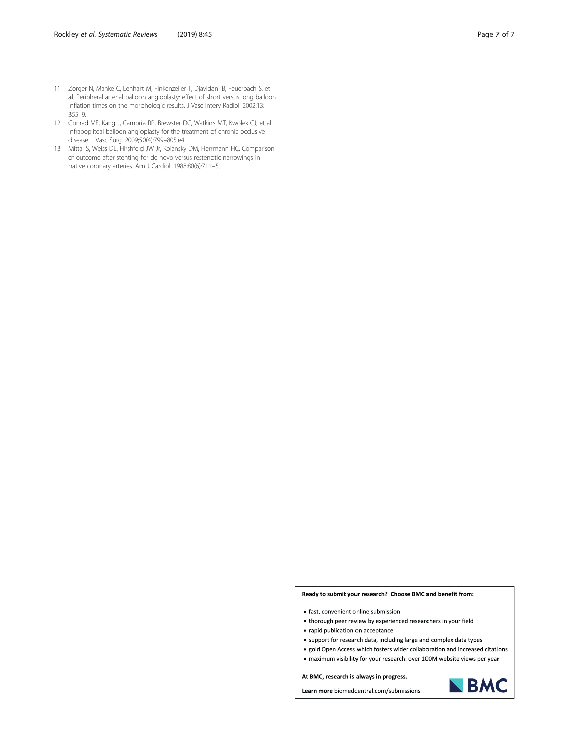11. Zorger N, Manke C, Lenhart M, Finkenzeller T, Djavidani B, Feuerbach S, et al. Peripheral arterial balloon angioplasty: effect of short versus long balloon inflation times on the morphologic results. J Vasc Interv Radiol. 2002;13:355–9.
12. Conrad MF, Kang J, Cambria RP, Brewster DC, Watkins MT, Kwolek CJ, et al. Infrapopliteal balloon angioplasty for the treatment of chronic occlusive disease. J Vasc Surg. 2009;50(4):799–805.e4.
13. Mittal S, Weiss DL, Hirshfeld JW Jr, Kolansky DM, Herrmann HC. Comparison of outcome after stenting for de novo versus restenotic narrowings in native coronary arteries. Am J Cardiol. 1988;80(6):711–5.

**Ready to submit your research? Choose BMC and benefit from:**

- fast, convenient online submission
- thorough peer review by experienced researchers in your field
- rapid publication on acceptance
- support for research data, including large and complex data types
- gold Open Access which fosters wider collaboration and increased citations
- maximum visibility for your research: over 100M website views per year

**At BMC, research is always in progress.**

**Learn more** biomedcentral.com/submissions

BMC